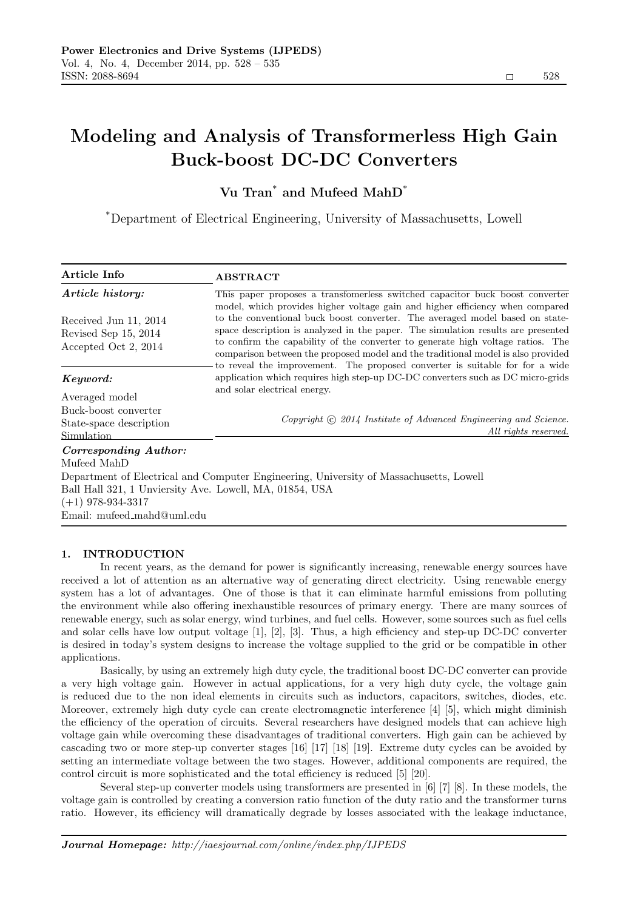# Modeling and Analysis of Transformerless High Gain Buck-boost DC-DC Converters

**Vu Tran**[*] **and Mufeed MahD**[*]

[*]Department of Electrical Engineering, University of Massachusetts, Lowell

| Article Info | ABSTRACT |
|---|---|
| ***Article history:***<br><br>Received Jun 11, 2014<br>Revised Sep 15, 2014<br>Accepted Oct 2, 2014<br><br>***Keyword:***<br><br>Averaged model<br>Buck-boost converter<br>State-space description<br>Simulation | This paper proposes a transfomerless switched capacitor buck boost converter model, which provides higher voltage gain and higher efficiency when compared to the conventional buck boost converter. The averaged model based on state-space description is analyzed in the paper. The simulation results are presented to confirm the capability of the converter to generate high voltage ratios. The comparison between the proposed model and the traditional model is also provided to reveal the improvement. The proposed converter is suitable for for a wide application which requires high step-up DC-DC converters such as DC micro-grids and solar electrical energy.<br><br>*Copyright © 2014 Institute of Advanced Engineering and Science. All rights reserved.* |

***Corresponding Author:***

Mufeed MahD
Department of Electrical and Computer Engineering, University of Massachusetts, Lowell
Ball Hall 321, 1 Unviersity Ave. Lowell, MA, 01854, USA
(+1) 978-934-3317
Email: mufeed_mahd@uml.edu

## 1. INTRODUCTION

In recent years, as the demand for power is significantly increasing, renewable energy sources have received a lot of attention as an alternative way of generating direct electricity. Using renewable energy system has a lot of advantages. One of those is that it can eliminate harmful emissions from polluting the environment while also offering inexhaustible resources of primary energy. There are many sources of renewable energy, such as solar energy, wind turbines, and fuel cells. However, some sources such as fuel cells and solar cells have low output voltage [1], [2], [3]. Thus, a high efficiency and step-up DC-DC converter is desired in today's system designs to increase the voltage supplied to the grid or be compatible in other applications.

Basically, by using an extremely high duty cycle, the traditional boost DC-DC converter can provide a very high voltage gain. However in actual applications, for a very high duty cycle, the voltage gain is reduced due to the non ideal elements in circuits such as inductors, capacitors, switches, diodes, etc. Moreover, extremely high duty cycle can create electromagnetic interference [4] [5], which might diminish the efficiency of the operation of circuits. Several researchers have designed models that can achieve high voltage gain while overcoming these disadvantages of traditional converters. High gain can be achieved by cascading two or more step-up converter stages [16] [17] [18] [19]. Extreme duty cycles can be avoided by setting an intermediate voltage between the two stages. However, additional components are required, the control circuit is more sophisticated and the total efficiency is reduced [5] [20].

Several step-up converter models using transformers are presented in [6] [7] [8]. In these models, the voltage gain is controlled by creating a conversion ratio function of the duty ratio and the transformer turns ratio. However, its efficiency will dramatically degrade by losses associated with the leakage inductance,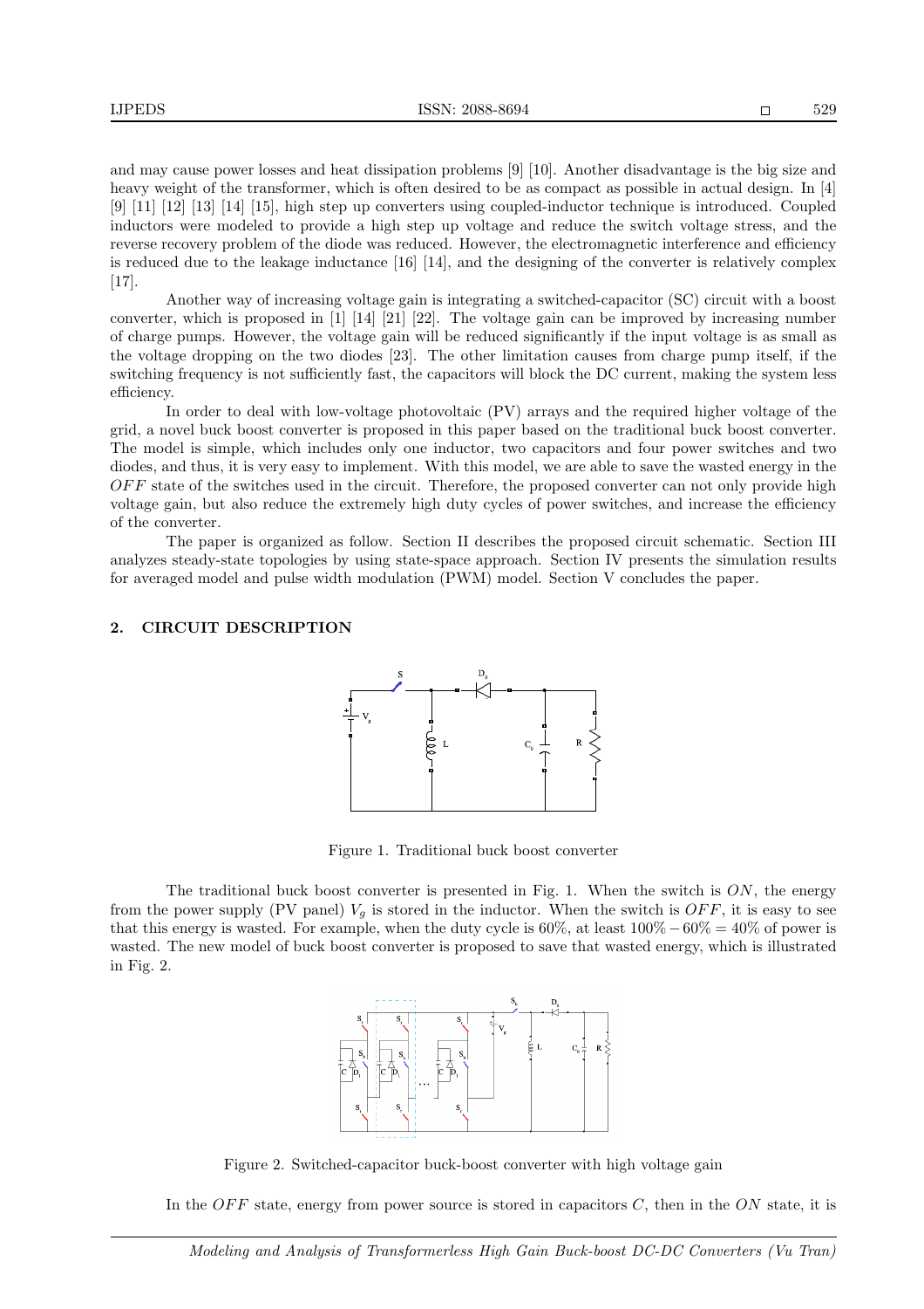and may cause power losses and heat dissipation problems [9] [10]. Another disadvantage is the big size and heavy weight of the transformer, which is often desired to be as compact as possible in actual design. In [4] [9] [11] [12] [13] [14] [15], high step up converters using coupled-inductor technique is introduced. Coupled inductors were modeled to provide a high step up voltage and reduce the switch voltage stress, and the reverse recovery problem of the diode was reduced. However, the electromagnetic interference and efficiency is reduced due to the leakage inductance [16] [14], and the designing of the converter is relatively complex [17].

Another way of increasing voltage gain is integrating a switched-capacitor (SC) circuit with a boost converter, which is proposed in [1] [14] [21] [22]. The voltage gain can be improved by increasing number of charge pumps. However, the voltage gain will be reduced significantly if the input voltage is as small as the voltage dropping on the two diodes [23]. The other limitation causes from charge pump itself, if the switching frequency is not sufficiently fast, the capacitors will block the DC current, making the system less efficiency.

In order to deal with low-voltage photovoltaic (PV) arrays and the required higher voltage of the grid, a novel buck boost converter is proposed in this paper based on the traditional buck boost converter. The model is simple, which includes only one inductor, two capacitors and four power switches and two diodes, and thus, it is very easy to implement. With this model, we are able to save the wasted energy in the $OFF$ state of the switches used in the circuit. Therefore, the proposed converter can not only provide high voltage gain, but also reduce the extremely high duty cycles of power switches, and increase the efficiency of the converter.

The paper is organized as follow. Section II describes the proposed circuit schematic. Section III analyzes steady-state topologies by using state-space approach. Section IV presents the simulation results for averaged model and pulse width modulation (PWM) model. Section V concludes the paper.

## 2. CIRCUIT DESCRIPTION

Figure 1. Traditional buck boost converter

The traditional buck boost converter is presented in Fig. 1. When the switch is $ON$, the energy from the power supply (PV panel) $V_g$ is stored in the inductor. When the switch is $OFF$, it is easy to see that this energy is wasted. For example, when the duty cycle is 60%, at least $100\% - 60\% = 40\%$ of power is wasted. The new model of buck boost converter is proposed to save that wasted energy, which is illustrated in Fig. 2.

Figure 2. Switched-capacitor buck-boost converter with high voltage gain

In the $OFF$ state, energy from power source is stored in capacitors $C$, then in the $ON$ state, it is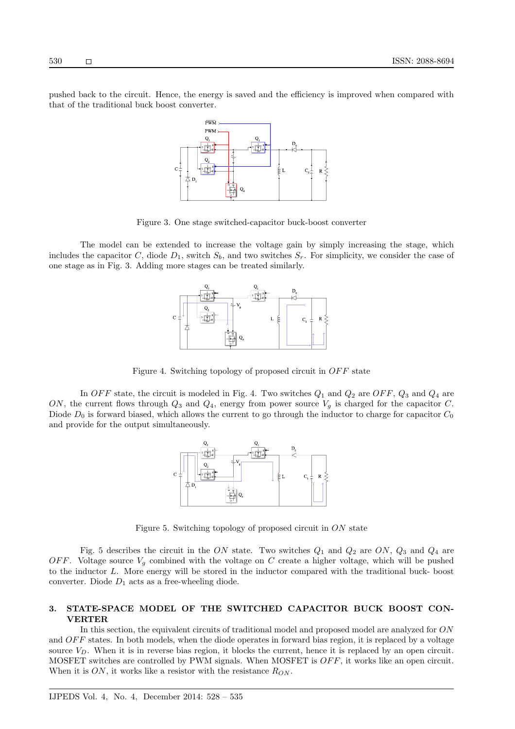pushed back to the circuit. Hence, the energy is saved and the efficiency is improved when compared with that of the traditional buck boost converter.

Figure 3. One stage switched-capacitor buck-boost converter

The model can be extended to increase the voltage gain by simply increasing the stage, which includes the capacitor $C$, diode $D_1$, switch $S_b$, and two switches $S_r$. For simplicity, we consider the case of one stage as in Fig. 3. Adding more stages can be treated similarly.

Figure 4. Switching topology of proposed circuit in $OFF$ state

In $OFF$ state, the circuit is modeled in Fig. 4. Two switches $Q_1$ and $Q_2$ are $OFF$, $Q_3$ and $Q_4$ are $ON$, the current flows through $Q_3$ and $Q_4$, energy from power source $V_g$ is charged for the capacitor $C$. Diode $D_0$ is forward biased, which allows the current to go through the inductor to charge for capacitor $C_0$ and provide for the output simultaneously.

Figure 5. Switching topology of proposed circuit in $ON$ state

Fig. 5 describes the circuit in the $ON$ state. Two switches $Q_1$ and $Q_2$ are $ON$, $Q_3$ and $Q_4$ are $OFF$. Voltage source $V_g$ combined with the voltage on $C$ create a higher voltage, which will be pushed to the inductor $L$. More energy will be stored in the inductor compared with the traditional buck- boost converter. Diode $D_1$ acts as a free-wheeling diode.

## 3. STATE-SPACE MODEL OF THE SWITCHED CAPACITOR BUCK BOOST CONVERTER

In this section, the equivalent circuits of traditional model and proposed model are analyzed for $ON$ and $OFF$ states. In both models, when the diode operates in forward bias region, it is replaced by a voltage source $V_D$. When it is in reverse bias region, it blocks the current, hence it is replaced by an open circuit. MOSFET switches are controlled by PWM signals. When MOSFET is $OFF$, it works like an open circuit. When it is $ON$, it works like a resistor with the resistance $R_{ON}$.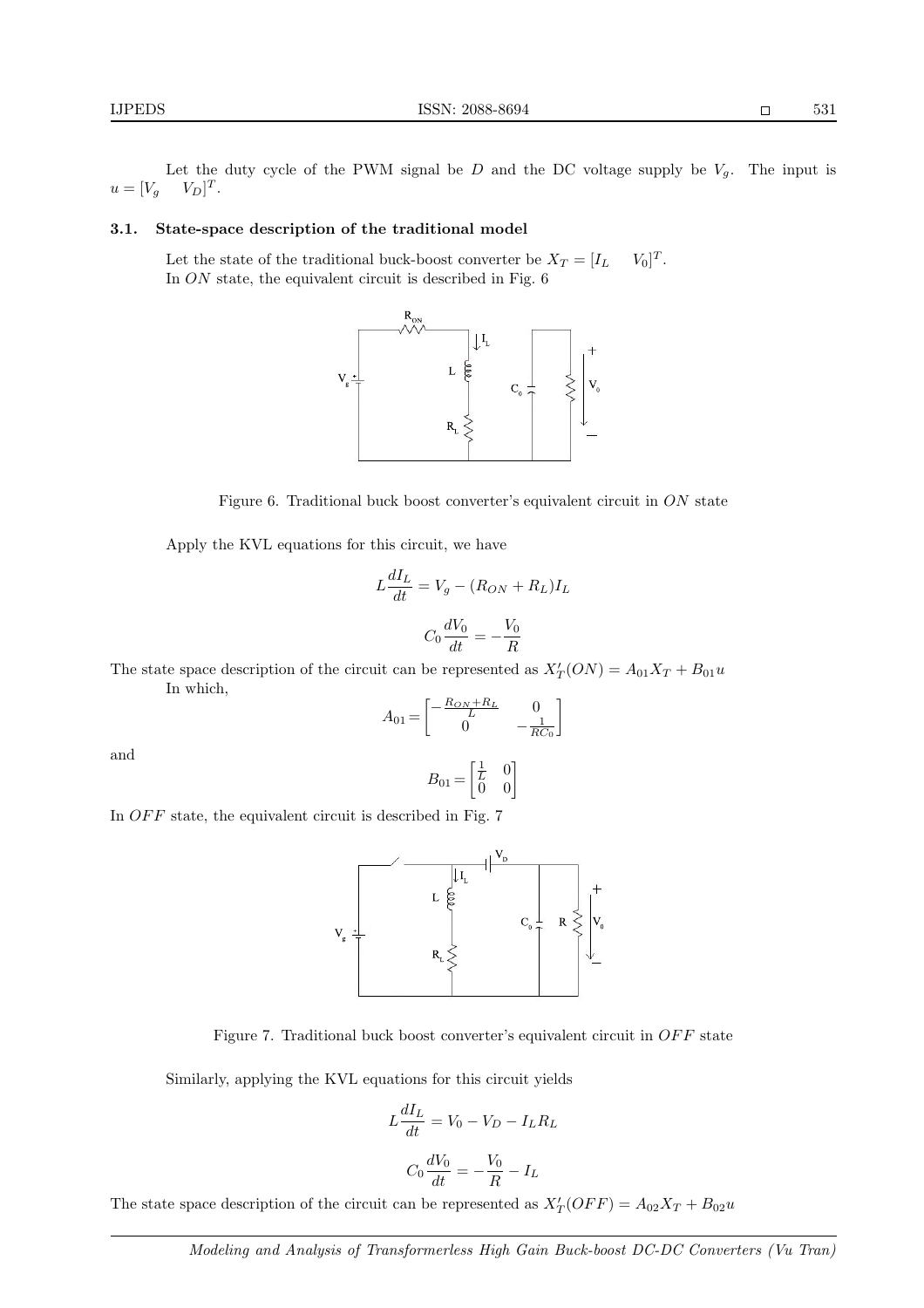Let the duty cycle of the PWM signal be $D$ and the DC voltage supply be $V_g$. The input is $u = [V_g \quad V_D]^T$.

### 3.1. State-space description of the traditional model

Let the state of the traditional buck-boost converter be $X_T = [I_L \quad V_0]^T$.

In $ON$ state, the equivalent circuit is described in Fig. 6

Figure 6. Traditional buck boost converter's equivalent circuit in $ON$ state

Apply the KVL equations for this circuit, we have

$$L\frac{dI_L}{dt} = V_g - (R_{ON} + R_L)I_L$$

$$C_0\frac{dV_0}{dt} = -\frac{V_0}{R}$$

The state space description of the circuit can be represented as $X_T'(ON) = A_{01}X_T + B_{01}u$

In which,

$$A_{01} = \begin{bmatrix} -\frac{R_{ON}+R_L}{L} & 0 \\ 0 & -\frac{1}{RC_0} \end{bmatrix}$$

and

$$B_{01} = \begin{bmatrix} \frac{1}{L} & 0 \\ 0 & 0 \end{bmatrix}$$

In $OFF$ state, the equivalent circuit is described in Fig. 7

Figure 7. Traditional buck boost converter's equivalent circuit in $OFF$ state

Similarly, applying the KVL equations for this circuit yields

$$L\frac{dI_L}{dt} = V_0 - V_D - I_L R_L$$

$$C_0\frac{dV_0}{dt} = -\frac{V_0}{R} - I_L$$

The state space description of the circuit can be represented as $X_T'(OFF) = A_{02}X_T + B_{02}u$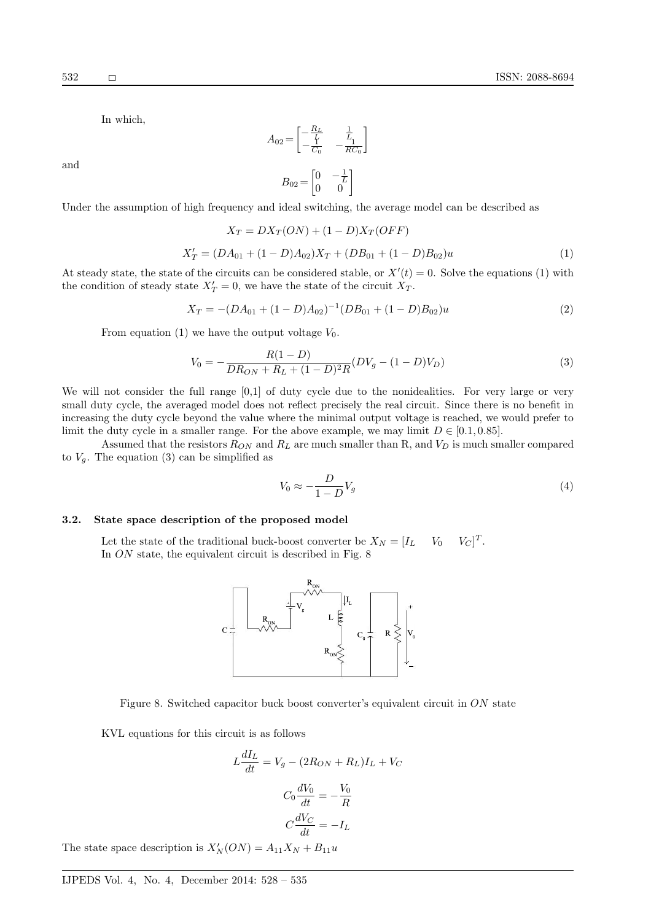In which,

$$A_{02}=\begin{bmatrix}-\frac{R_L}{L} & \frac{1}{L} \\ -\frac{1}{C_0} & -\frac{1}{RC_0}\end{bmatrix}$$

and

$$B_{02}=\begin{bmatrix}0 & -\frac{1}{L} \\ 0 & 0\end{bmatrix}$$

Under the assumption of high frequency and ideal switching, the average model can be described as

$$X_T = DX_T(ON) + (1-D)X_T(OFF)$$

$$X_T' = (DA_{01} + (1-D)A_{02})X_T + (DB_{01} + (1-D)B_{02})u \quad (1)$$

At steady state, the state of the circuits can be considered stable, or $X'(t) = 0$. Solve the equations (1) with the condition of steady state $X_T' = 0$, we have the state of the circuit $X_T$.

$$X_T = -(DA_{01} + (1-D)A_{02})^{-1}(DB_{01} + (1-D)B_{02})u \quad (2)$$

From equation (1) we have the output voltage $V_0$.

$$V_0 = -\frac{R(1-D)}{DR_{ON} + R_L + (1-D)^2 R}(DV_g - (1-D)V_D) \quad (3)$$

We will not consider the full range [0,1] of duty cycle due to the nonidealities. For very large or very small duty cycle, the averaged model does not reflect precisely the real circuit. Since there is no benefit in increasing the duty cycle beyond the value where the minimal output voltage is reached, we would prefer to limit the duty cycle in a smaller range. For the above example, we may limit $D \in [0.1, 0.85]$.

Assumed that the resistors $R_{ON}$ and $R_L$ are much smaller than R, and $V_D$ is much smaller compared to $V_g$. The equation (3) can be simplified as

$$V_0 \approx -\frac{D}{1-D}V_g \quad (4)$$

### 3.2. State space description of the proposed model

Let the state of the traditional buck-boost converter be $X_N = [I_L \quad V_0 \quad V_C]^T$.
In *ON* state, the equivalent circuit is described in Fig. 8

Figure 8. Switched capacitor buck boost converter's equivalent circuit in *ON* state

KVL equations for this circuit is as follows

$$L\frac{dI_L}{dt} = V_g - (2R_{ON} + R_L)I_L + V_C$$

$$C_0\frac{dV_0}{dt} = -\frac{V_0}{R}$$

$$C\frac{dV_C}{dt} = -I_L$$

The state space description is $X_N'(ON) = A_{11}X_N + B_{11}u$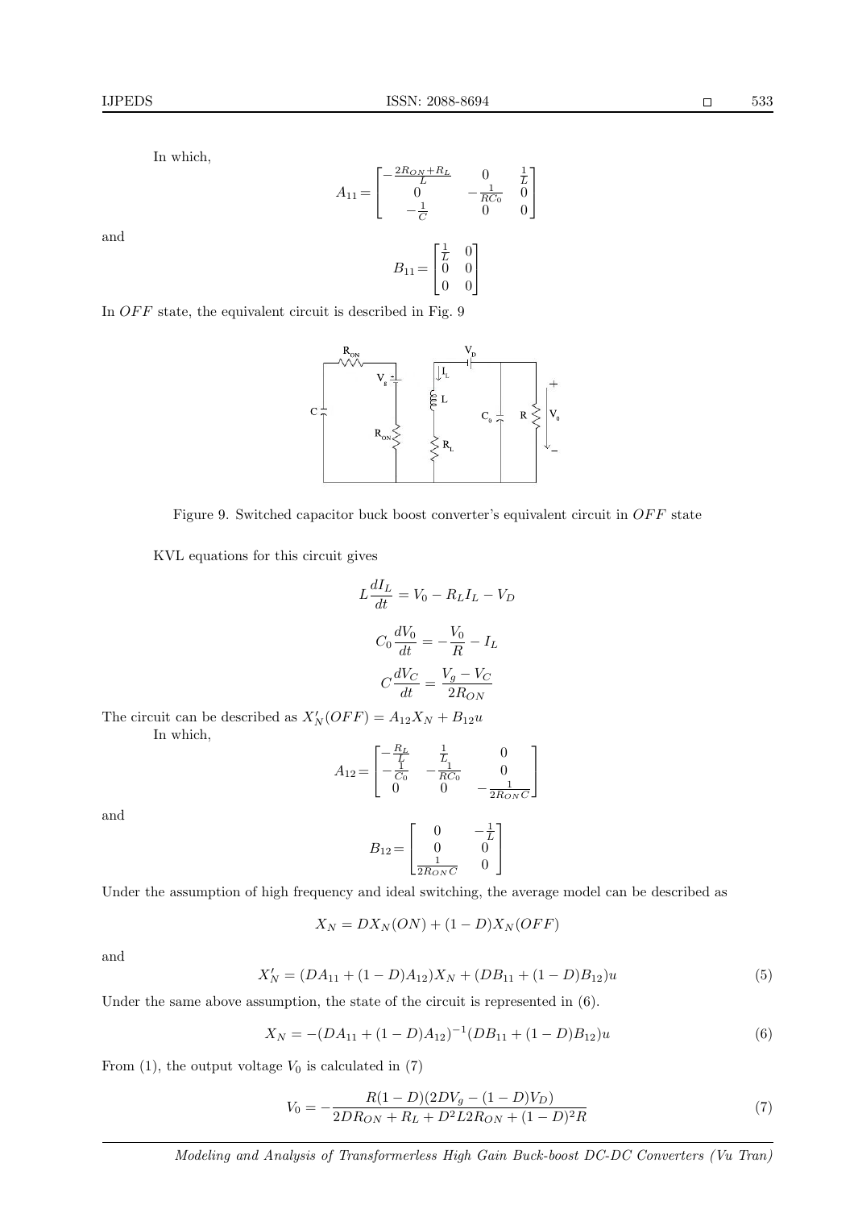In which,

$$A_{11} = \begin{bmatrix} -\frac{2R_{ON}+R_L}{L} & 0 & \frac{1}{L} \\ 0 & -\frac{1}{RC_0} & 0 \\ -\frac{1}{C} & 0 & 0 \end{bmatrix}$$

and

$$B_{11} = \begin{bmatrix} \frac{1}{L} & 0 \\ 0 & 0 \\ 0 & 0 \end{bmatrix}$$

In $OFF$ state, the equivalent circuit is described in Fig. 9

Figure 9. Switched capacitor buck boost converter's equivalent circuit in $OFF$ state

KVL equations for this circuit gives

$$L\frac{dI_L}{dt} = V_0 - R_L I_L - V_D$$

$$C_0\frac{dV_0}{dt} = -\frac{V_0}{R} - I_L$$

$$C\frac{dV_C}{dt} = \frac{V_g - V_C}{2R_{ON}}$$

The circuit can be described as $X_N'(OFF) = A_{12}X_N + B_{12}u$

In which,

$$A_{12} = \begin{bmatrix} -\frac{R_L}{L} & \frac{1}{L} & 0 \\ -\frac{1}{C_0} & -\frac{1}{RC_0} & 0 \\ 0 & 0 & -\frac{1}{2R_{ON}C} \end{bmatrix}$$

and

$$B_{12} = \begin{bmatrix} 0 & -\frac{1}{L} \\ 0 & 0 \\ \frac{1}{2R_{ON}C} & 0 \end{bmatrix}$$

Under the assumption of high frequency and ideal switching, the average model can be described as

$$X_N = DX_N(ON) + (1-D)X_N(OFF)$$

and

$$X_N' = (DA_{11} + (1-D)A_{12})X_N + (DB_{11} + (1-D)B_{12})u \tag{5}$$

Under the same above assumption, the state of the circuit is represented in (6).

$$X_N = -(DA_{11} + (1-D)A_{12})^{-1}(DB_{11} + (1-D)B_{12})u \tag{6}$$

From (1), the output voltage $V_0$ is calculated in (7)

$$V_0 = -\frac{R(1-D)(2DV_g - (1-D)V_D)}{2DR_{ON} + R_L + D^2L2R_{ON} + (1-D)^2R} \tag{7}$$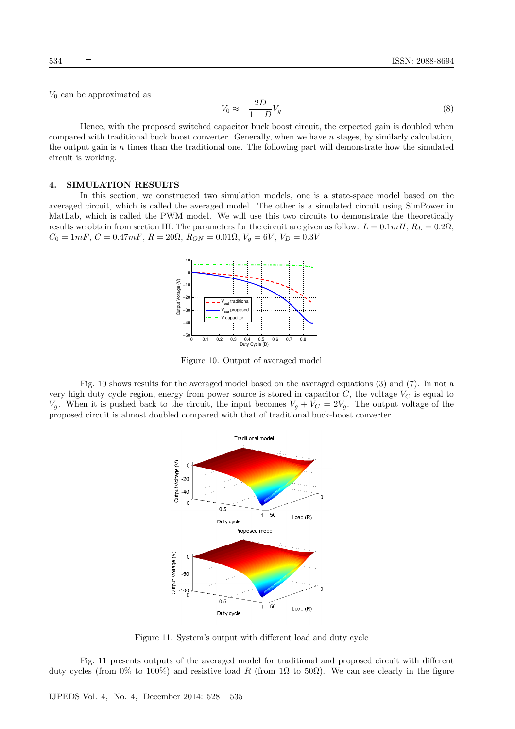$V_0$ can be approximated as

$$V_0 \approx -\frac{2D}{1-D}V_g \tag{8}$$

Hence, with the proposed switched capacitor buck boost circuit, the expected gain is doubled when compared with traditional buck boost converter. Generally, when we have $n$ stages, by similarly calculation, the output gain is $n$ times than the traditional one. The following part will demonstrate how the simulated circuit is working.

## 4. SIMULATION RESULTS

In this section, we constructed two simulation models, one is a state-space model based on the averaged circuit, which is called the averaged model. The other is a simulated circuit using SimPower in MatLab, which is called the PWM model. We will use this two circuits to demonstrate the theoretically results we obtain from section III. The parameters for the circuit are given as follow: $L = 0.1mH$, $R_L = 0.2\Omega$, $C_0 = 1mF$, $C = 0.47mF$, $R = 20\Omega$, $R_{ON} = 0.01\Omega$, $V_g = 6V$, $V_D = 0.3V$

Figure 10. Output of averaged model

Fig. 10 shows results for the averaged model based on the averaged equations (3) and (7). In not a very high duty cycle region, energy from power source is stored in capacitor $C$, the voltage $V_C$ is equal to $V_g$. When it is pushed back to the circuit, the input becomes $V_g + V_C = 2V_g$. The output voltage of the proposed circuit is almost doubled compared with that of traditional buck-boost converter.

Figure 11. System's output with different load and duty cycle

Fig. 11 presents outputs of the averaged model for traditional and proposed circuit with different duty cycles (from 0% to 100%) and resistive load $R$ (from $1\Omega$ to $50\Omega$). We can see clearly in the figure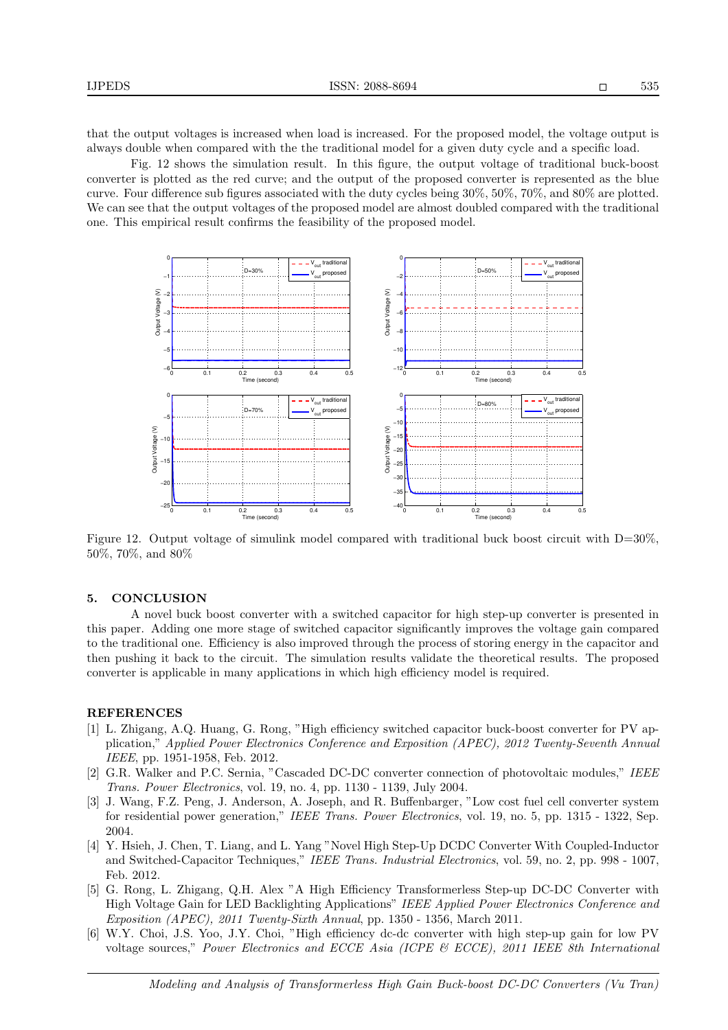that the output voltages is increased when load is increased. For the proposed model, the voltage output is always double when compared with the the traditional model for a given duty cycle and a specific load.

Fig. 12 shows the simulation result. In this figure, the output voltage of traditional buck-boost converter is plotted as the red curve; and the output of the proposed converter is represented as the blue curve. Four difference sub figures associated with the duty cycles being 30%, 50%, 70%, and 80% are plotted. We can see that the output voltages of the proposed model are almost doubled compared with the traditional one. This empirical result confirms the feasibility of the proposed model.

Figure 12. Output voltage of simulink model compared with traditional buck boost circuit with D=30%, 50%, 70%, and 80%

## 5. CONCLUSION

A novel buck boost converter with a switched capacitor for high step-up converter is presented in this paper. Adding one more stage of switched capacitor significantly improves the voltage gain compared to the traditional one. Efficiency is also improved through the process of storing energy in the capacitor and then pushing it back to the circuit. The simulation results validate the theoretical results. The proposed converter is applicable in many applications in which high efficiency model is required.

## REFERENCES

[1] L. Zhigang, A.Q. Huang, G. Rong, "High efficiency switched capacitor buck-boost converter for PV application," *Applied Power Electronics Conference and Exposition (APEC), 2012 Twenty-Seventh Annual IEEE*, pp. 1951-1958, Feb. 2012.

[2] G.R. Walker and P.C. Sernia, "Cascaded DC-DC converter connection of photovoltaic modules," *IEEE Trans. Power Electronics*, vol. 19, no. 4, pp. 1130 - 1139, July 2004.

[3] J. Wang, F.Z. Peng, J. Anderson, A. Joseph, and R. Buffenbarger, "Low cost fuel cell converter system for residential power generation," *IEEE Trans. Power Electronics*, vol. 19, no. 5, pp. 1315 - 1322, Sep. 2004.

[4] Y. Hsieh, J. Chen, T. Liang, and L. Yang "Novel High Step-Up DCDC Converter With Coupled-Inductor and Switched-Capacitor Techniques," *IEEE Trans. Industrial Electronics*, vol. 59, no. 2, pp. 998 - 1007, Feb. 2012.

[5] G. Rong, L. Zhigang, Q.H. Alex "A High Efficiency Transformerless Step-up DC-DC Converter with High Voltage Gain for LED Backlighting Applications" *IEEE Applied Power Electronics Conference and Exposition (APEC), 2011 Twenty-Sixth Annual*, pp. 1350 - 1356, March 2011.

[6] W.Y. Choi, J.S. Yoo, J.Y. Choi, "High efficiency dc-dc converter with high step-up gain for low PV voltage sources," *Power Electronics and ECCE Asia (ICPE & ECCE), 2011 IEEE 8th International*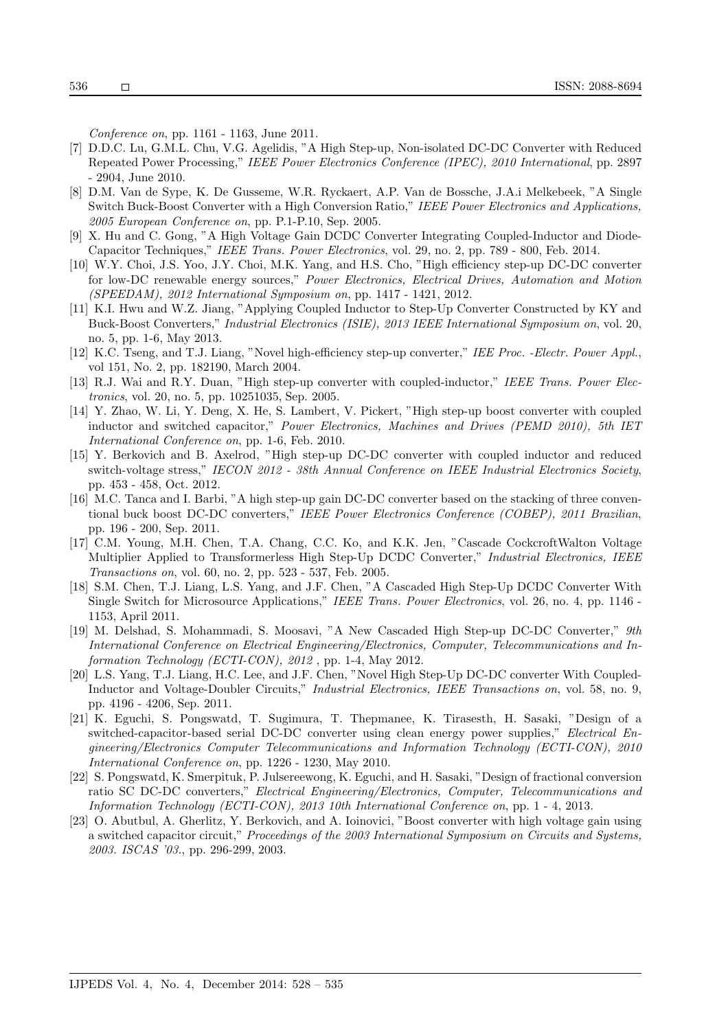*Conference on*, pp. 1161 - 1163, June 2011.

[7] D.D.C. Lu, G.M.L. Chu, V.G. Agelidis, "A High Step-up, Non-isolated DC-DC Converter with Reduced Repeated Power Processing," *IEEE Power Electronics Conference (IPEC), 2010 International*, pp. 2897 - 2904, June 2010.

[8] D.M. Van de Sype, K. De Gusseme, W.R. Ryckaert, A.P. Van de Bossche, J.A.i Melkebeek, "A Single Switch Buck-Boost Converter with a High Conversion Ratio," *IEEE Power Electronics and Applications, 2005 European Conference on*, pp. P.1-P.10, Sep. 2005.

[9] X. Hu and C. Gong, "A High Voltage Gain DCDC Converter Integrating Coupled-Inductor and Diode-Capacitor Techniques," *IEEE Trans. Power Electronics*, vol. 29, no. 2, pp. 789 - 800, Feb. 2014.

[10] W.Y. Choi, J.S. Yoo, J.Y. Choi, M.K. Yang, and H.S. Cho, "High efficiency step-up DC-DC converter for low-DC renewable energy sources," *Power Electronics, Electrical Drives, Automation and Motion (SPEEDAM), 2012 International Symposium on*, pp. 1417 - 1421, 2012.

[11] K.I. Hwu and W.Z. Jiang, "Applying Coupled Inductor to Step-Up Converter Constructed by KY and Buck-Boost Converters," *Industrial Electronics (ISIE), 2013 IEEE International Symposium on*, vol. 20, no. 5, pp. 1-6, May 2013.

[12] K.C. Tseng, and T.J. Liang, "Novel high-efficiency step-up converter," *IEE Proc. -Electr. Power Appl.*, vol 151, No. 2, pp. 182190, March 2004.

[13] R.J. Wai and R.Y. Duan, "High step-up converter with coupled-inductor," *IEEE Trans. Power Electronics*, vol. 20, no. 5, pp. 10251035, Sep. 2005.

[14] Y. Zhao, W. Li, Y. Deng, X. He, S. Lambert, V. Pickert, "High step-up boost converter with coupled inductor and switched capacitor," *Power Electronics, Machines and Drives (PEMD 2010), 5th IET International Conference on*, pp. 1-6, Feb. 2010.

[15] Y. Berkovich and B. Axelrod, "High step-up DC-DC converter with coupled inductor and reduced switch-voltage stress," *IECON 2012 - 38th Annual Conference on IEEE Industrial Electronics Society*, pp. 453 - 458, Oct. 2012.

[16] M.C. Tanca and I. Barbi, "A high step-up gain DC-DC converter based on the stacking of three conventional buck boost DC-DC converters," *IEEE Power Electronics Conference (COBEP), 2011 Brazilian*, pp. 196 - 200, Sep. 2011.

[17] C.M. Young, M.H. Chen, T.A. Chang, C.C. Ko, and K.K. Jen, "Cascade CockcroftWalton Voltage Multiplier Applied to Transformerless High Step-Up DCDC Converter," *Industrial Electronics, IEEE Transactions on*, vol. 60, no. 2, pp. 523 - 537, Feb. 2005.

[18] S.M. Chen, T.J. Liang, L.S. Yang, and J.F. Chen, "A Cascaded High Step-Up DCDC Converter With Single Switch for Microsource Applications," *IEEE Trans. Power Electronics*, vol. 26, no. 4, pp. 1146 - 1153, April 2011.

[19] M. Delshad, S. Mohammadi, S. Moosavi, "A New Cascaded High Step-up DC-DC Converter," *9th International Conference on Electrical Engineering/Electronics, Computer, Telecommunications and Information Technology (ECTI-CON), 2012* , pp. 1-4, May 2012.

[20] L.S. Yang, T.J. Liang, H.C. Lee, and J.F. Chen, "Novel High Step-Up DC-DC converter With Coupled-Inductor and Voltage-Doubler Circuits," *Industrial Electronics, IEEE Transactions on*, vol. 58, no. 9, pp. 4196 - 4206, Sep. 2011.

[21] K. Eguchi, S. Pongswatd, T. Sugimura, T. Thepmanee, K. Tirasesth, H. Sasaki, "Design of a switched-capacitor-based serial DC-DC converter using clean energy power supplies," *Electrical Engineering/Electronics Computer Telecommunications and Information Technology (ECTI-CON), 2010 International Conference on*, pp. 1226 - 1230, May 2010.

[22] S. Pongswatd, K. Smerpituk, P. Julsereewong, K. Eguchi, and H. Sasaki, "Design of fractional conversion ratio SC DC-DC converters," *Electrical Engineering/Electronics, Computer, Telecommunications and Information Technology (ECTI-CON), 2013 10th International Conference on*, pp. 1 - 4, 2013.

[23] O. Abutbul, A. Gherlitz, Y. Berkovich, and A. Ioinovici, "Boost converter with high voltage gain using a switched capacitor circuit," *Proceedings of the 2003 International Symposium on Circuits and Systems, 2003. ISCAS '03.*, pp. 296-299, 2003.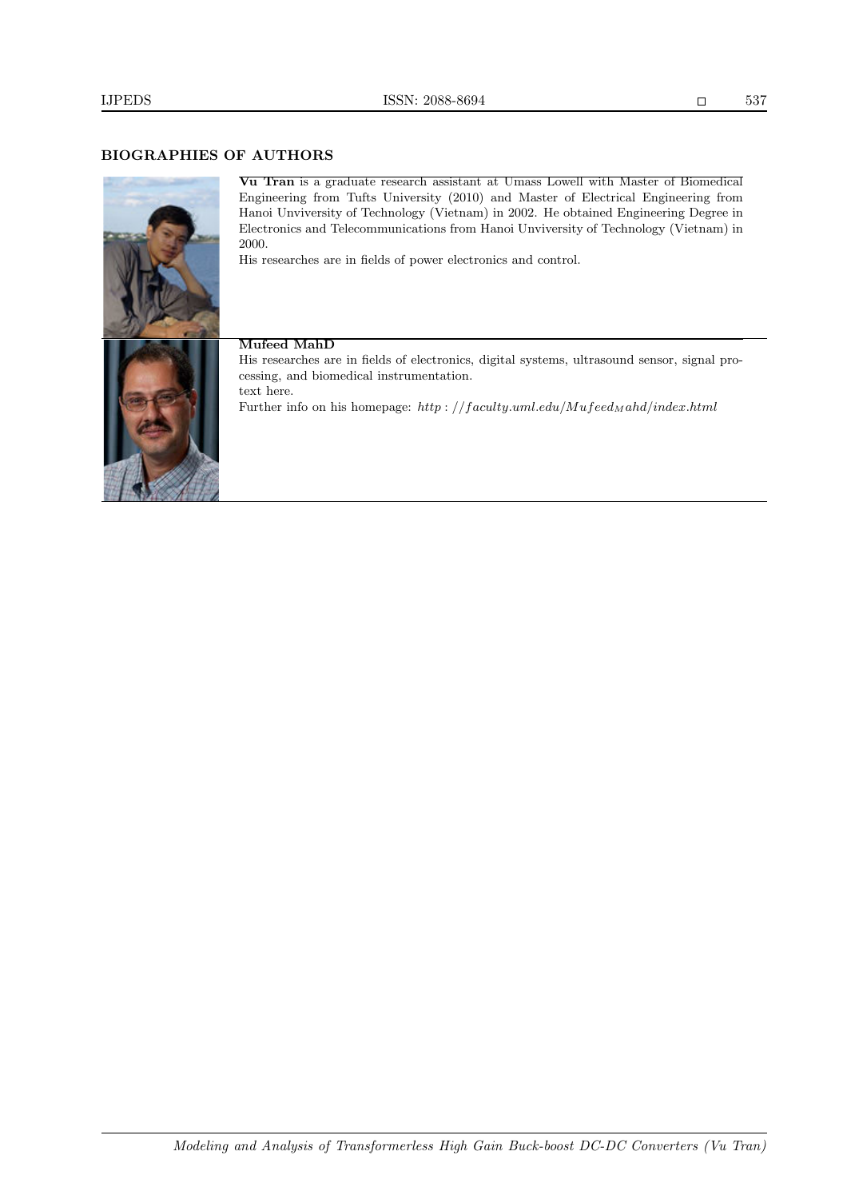## BIOGRAPHIES OF AUTHORS

**Vu Tran** is a graduate research assistant at Umass Lowell with Master of Biomedical Engineering from Tufts University (2010) and Master of Electrical Engineering from Hanoi Unviversity of Technology (Vietnam) in 2002. He obtained Engineering Degree in Electronics and Telecommunications from Hanoi Unviversity of Technology (Vietnam) in 2000.
His researches are in fields of power electronics and control.

**Mufeed MahD**
His researches are in fields of electronics, digital systems, ultrasound sensor, signal processing, and biomedical instrumentation.
text here.
Further info on his homepage: $http://faculty.uml.edu/Mufeed_Mahd/index.html$